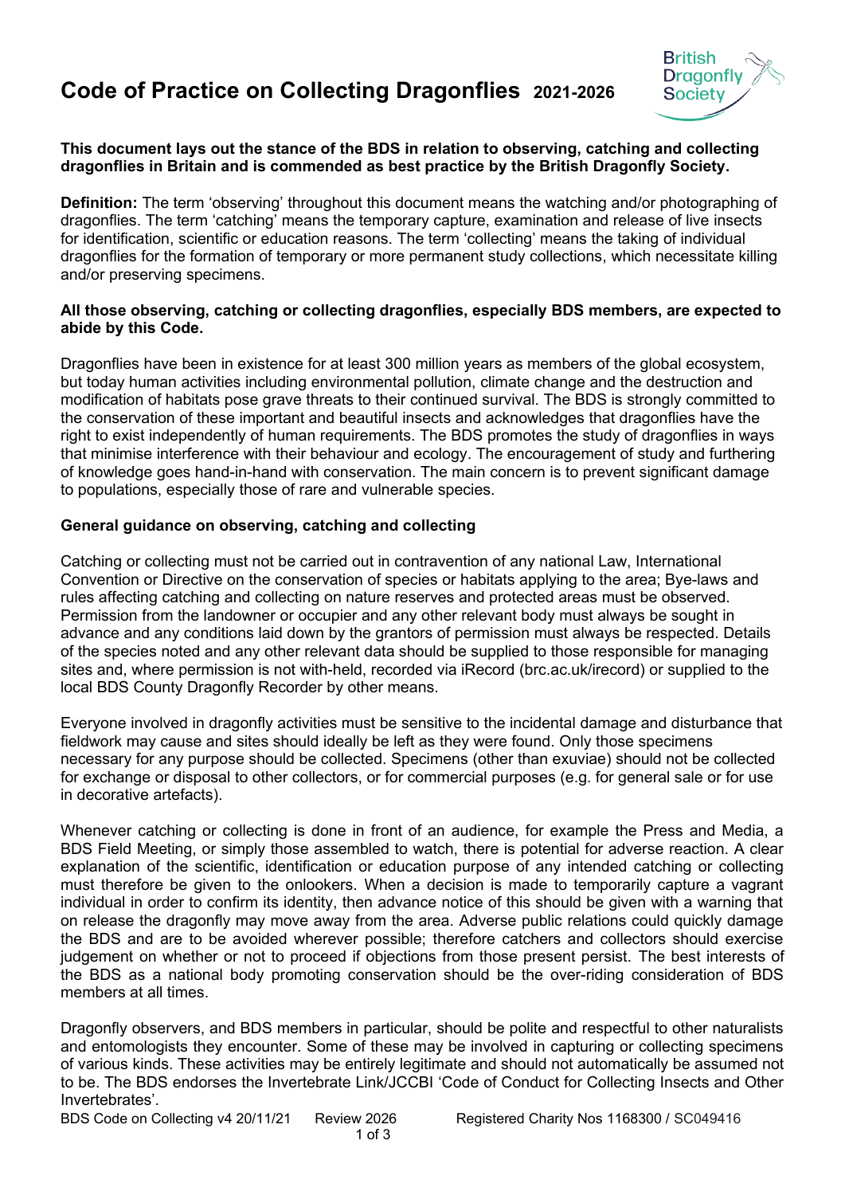# Code of Practice on Collecting Dragonflies 2021-2026

**This document lays out the stance of the BDS in relation to observing, catching and collecting dragonflies in Britain and is commended as best practice by the British Dragonfly Society.**

**Definition:** The term 'observing' throughout this document means the watching and/or photographing of dragonflies. The term 'catching' means the temporary capture, examination and release of live insects for identification, scientific or education reasons. The term 'collecting' means the taking of individual dragonflies for the formation of temporary or more permanent study collections, which necessitate killing and/or preserving specimens.

**All those observing, catching or collecting dragonflies, especially BDS members, are expected to abide by this Code.**

Dragonflies have been in existence for at least 300 million years as members of the global ecosystem, but today human activities including environmental pollution, climate change and the destruction and modification of habitats pose grave threats to their continued survival. The BDS is strongly committed to the conservation of these important and beautiful insects and acknowledges that dragonflies have the right to exist independently of human requirements. The BDS promotes the study of dragonflies in ways that minimise interference with their behaviour and ecology. The encouragement of study and furthering of knowledge goes hand-in-hand with conservation. The main concern is to prevent significant damage to populations, especially those of rare and vulnerable species.

**General guidance on observing, catching and collecting**

Catching or collecting must not be carried out in contravention of any national Law, International Convention or Directive on the conservation of species or habitats applying to the area; Bye-laws and rules affecting catching and collecting on nature reserves and protected areas must be observed. Permission from the landowner or occupier and any other relevant body must always be sought in advance and any conditions laid down by the grantors of permission must always be respected. Details of the species noted and any other relevant data should be supplied to those responsible for managing sites and, where permission is not with-held, recorded via iRecord (brc.ac.uk/irecord) or supplied to the local BDS County Dragonfly Recorder by other means.

Everyone involved in dragonfly activities must be sensitive to the incidental damage and disturbance that fieldwork may cause and sites should ideally be left as they were found. Only those specimens necessary for any purpose should be collected. Specimens (other than exuviae) should not be collected for exchange or disposal to other collectors, or for commercial purposes (e.g. for general sale or for use in decorative artefacts).

Whenever catching or collecting is done in front of an audience, for example the Press and Media, a BDS Field Meeting, or simply those assembled to watch, there is potential for adverse reaction. A clear explanation of the scientific, identification or education purpose of any intended catching or collecting must therefore be given to the onlookers. When a decision is made to temporarily capture a vagrant individual in order to confirm its identity, then advance notice of this should be given with a warning that on release the dragonfly may move away from the area. Adverse public relations could quickly damage the BDS and are to be avoided wherever possible; therefore catchers and collectors should exercise judgement on whether or not to proceed if objections from those present persist. The best interests of the BDS as a national body promoting conservation should be the over-riding consideration of BDS members at all times.

Dragonfly observers, and BDS members in particular, should be polite and respectful to other naturalists and entomologists they encounter. Some of these may be involved in capturing or collecting specimens of various kinds. These activities may be entirely legitimate and should not automatically be assumed not to be. The BDS endorses the Invertebrate Link/JCCBI 'Code of Conduct for Collecting Insects and Other Invertebrates'.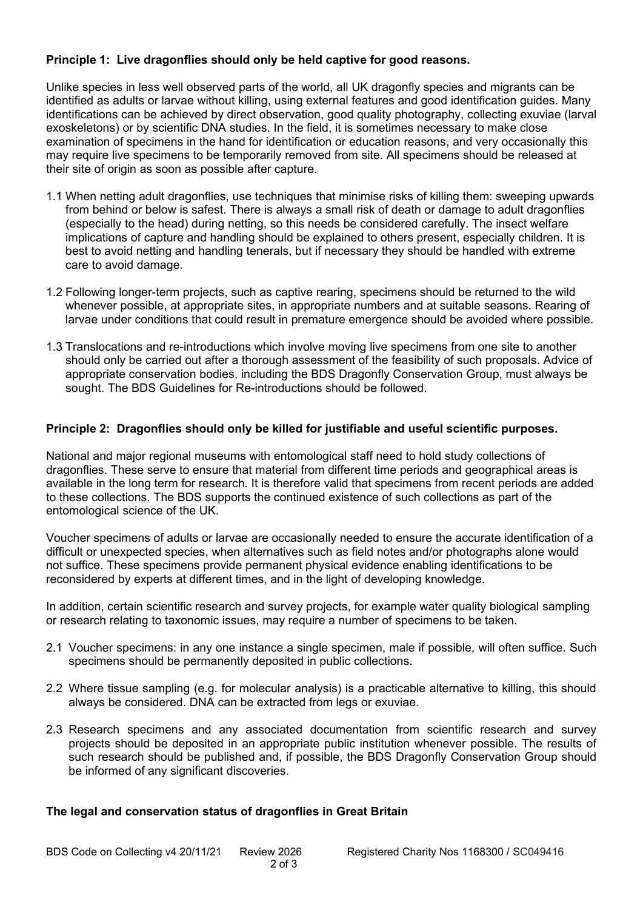**Principle 1: Live dragonflies should only be held captive for good reasons.**

Unlike species in less well observed parts of the world, all UK dragonfly species and migrants can be identified as adults or larvae without killing, using external features and good identification guides. Many identifications can be achieved by direct observation, good quality photography, collecting exuviae (larval exoskeletons) or by scientific DNA studies. In the field, it is sometimes necessary to make close examination of specimens in the hand for identification or education reasons, and very occasionally this may require live specimens to be temporarily removed from site. All specimens should be released at their site of origin as soon as possible after capture.

1.1 When netting adult dragonflies, use techniques that minimise risks of killing them: sweeping upwards from behind or below is safest. There is always a small risk of death or damage to adult dragonflies (especially to the head) during netting, so this needs be considered carefully. The insect welfare implications of capture and handling should be explained to others present, especially children. It is best to avoid netting and handling tenerals, but if necessary they should be handled with extreme care to avoid damage.

1.2 Following longer-term projects, such as captive rearing, specimens should be returned to the wild whenever possible, at appropriate sites, in appropriate numbers and at suitable seasons. Rearing of larvae under conditions that could result in premature emergence should be avoided where possible.

1.3 Translocations and re-introductions which involve moving live specimens from one site to another should only be carried out after a thorough assessment of the feasibility of such proposals. Advice of appropriate conservation bodies, including the BDS Dragonfly Conservation Group, must always be sought. The BDS Guidelines for Re-introductions should be followed.

**Principle 2: Dragonflies should only be killed for justifiable and useful scientific purposes.**

National and major regional museums with entomological staff need to hold study collections of dragonflies. These serve to ensure that material from different time periods and geographical areas is available in the long term for research. It is therefore valid that specimens from recent periods are added to these collections. The BDS supports the continued existence of such collections as part of the entomological science of the UK.

Voucher specimens of adults or larvae are occasionally needed to ensure the accurate identification of a difficult or unexpected species, when alternatives such as field notes and/or photographs alone would not suffice. These specimens provide permanent physical evidence enabling identifications to be reconsidered by experts at different times, and in the light of developing knowledge.

In addition, certain scientific research and survey projects, for example water quality biological sampling or research relating to taxonomic issues, may require a number of specimens to be taken.

2.1 Voucher specimens: in any one instance a single specimen, male if possible, will often suffice. Such specimens should be permanently deposited in public collections.

2.2 Where tissue sampling (e.g. for molecular analysis) is a practicable alternative to killing, this should always be considered. DNA can be extracted from legs or exuviae.

2.3 Research specimens and any associated documentation from scientific research and survey projects should be deposited in an appropriate public institution whenever possible. The results of such research should be published and, if possible, the BDS Dragonfly Conservation Group should be informed of any significant discoveries.

**The legal and conservation status of dragonflies in Great Britain**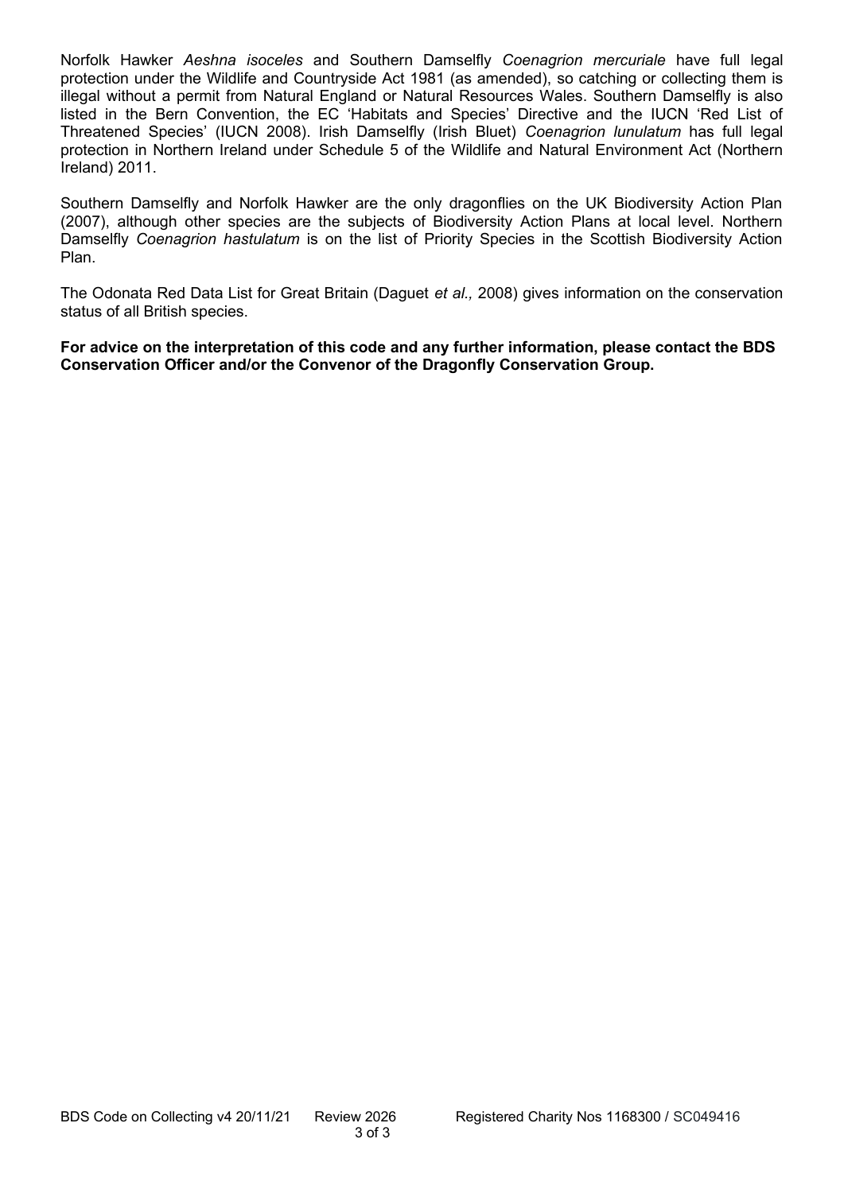Norfolk Hawker *Aeshna isoceles* and Southern Damselfly *Coenagrion mercuriale* have full legal protection under the Wildlife and Countryside Act 1981 (as amended), so catching or collecting them is illegal without a permit from Natural England or Natural Resources Wales. Southern Damselfly is also listed in the Bern Convention, the EC 'Habitats and Species' Directive and the IUCN 'Red List of Threatened Species' (IUCN 2008). Irish Damselfly (Irish Bluet) *Coenagrion lunulatum* has full legal protection in Northern Ireland under Schedule 5 of the Wildlife and Natural Environment Act (Northern Ireland) 2011.

Southern Damselfly and Norfolk Hawker are the only dragonflies on the UK Biodiversity Action Plan (2007), although other species are the subjects of Biodiversity Action Plans at local level. Northern Damselfly *Coenagrion hastulatum* is on the list of Priority Species in the Scottish Biodiversity Action Plan.

The Odonata Red Data List for Great Britain (Daguet *et al.,* 2008) gives information on the conservation status of all British species.

**For advice on the interpretation of this code and any further information, please contact the BDS Conservation Officer and/or the Convenor of the Dragonfly Conservation Group.**